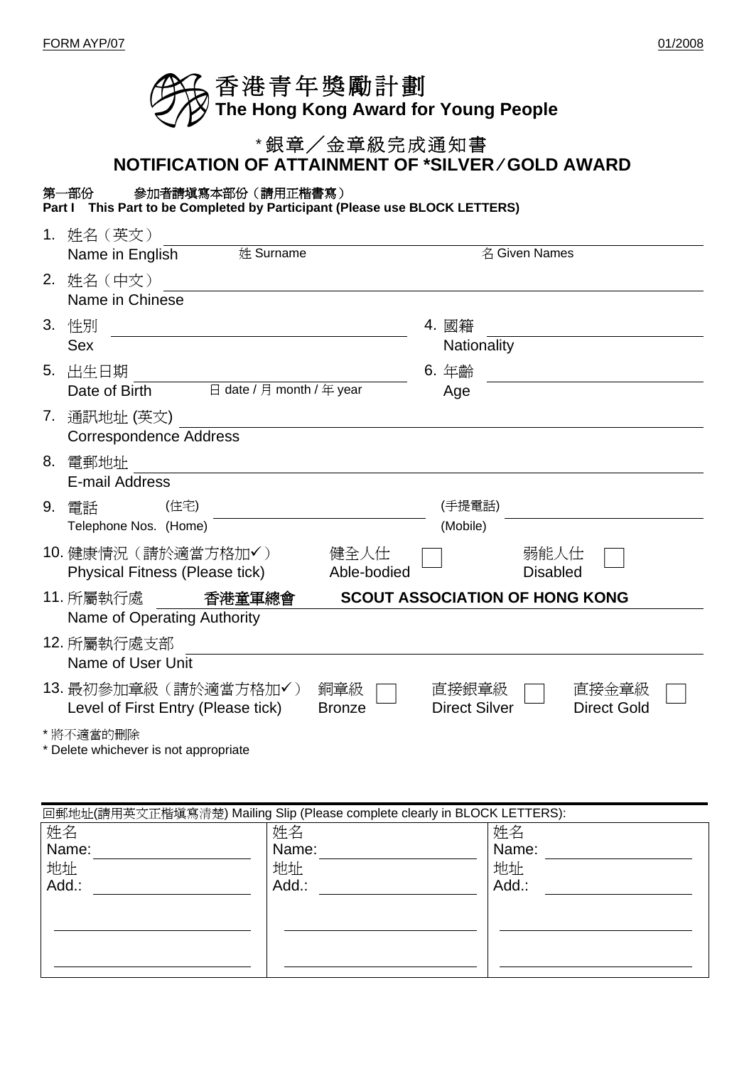FORM AYP/07 01/2008

# 香港青年獎勵計劃
## The Hong Kong Award for Young People

## *銀章／金章級完成通知書
## NOTIFICATION OF ATTAINMENT OF *SILVER／GOLD AWARD

**第一部份　參加者請填寫本部份（請用正楷書寫）**
**Part I This Part to be Completed by Participant (Please use BLOCK LETTERS)**

1. 姓名（英文）
   Name in English　姓 Surname ________________ 名 Given Names ________________
2. 姓名（中文）
   Name in Chinese ________________
3. 性別
   Sex ________________
4. 國籍
   Nationality ________________
5. 出生日期
   Date of Birth　日 date / 月 month / 年 year ________________
6. 年齡
   Age ________________
7. 通訊地址 (英文)
   Correspondence Address ________________
8. 電郵地址
   E-mail Address ________________
9. 電話 (住宅)
   Telephone Nos. (Home) ________________　(手提電話) (Mobile) ________________
10. 健康情況（請於適當方格加✓）
    Physical Fitness (Please tick)　健全人仕 Able-bodied ☐　弱能人仕 Disabled ☐
11. 所屬執行處　**香港童軍總會　SCOUT ASSOCIATION OF HONG KONG**
    Name of Operating Authority
12. 所屬執行處支部
    Name of User Unit ________________
13. 最初參加章級（請於適當方格加✓）
    Level of First Entry (Please tick)　銅章級 Bronze ☐　直接銀章級 Direct Silver ☐　直接金章級 Direct Gold ☐

\* 將不適當的刪除
\* Delete whichever is not appropriate

回郵地址(請用英文正楷填寫清楚) Mailing Slip (Please complete clearly in BLOCK LETTERS):

| | | |
|---|---|---|
| 姓名<br>Name: ________<br>地址<br>Add.: ________<br>________<br>________ | 姓名<br>Name: ________<br>地址<br>Add.: ________<br>________<br>________ | 姓名<br>Name: ________<br>地址<br>Add.: ________<br>________<br>________ |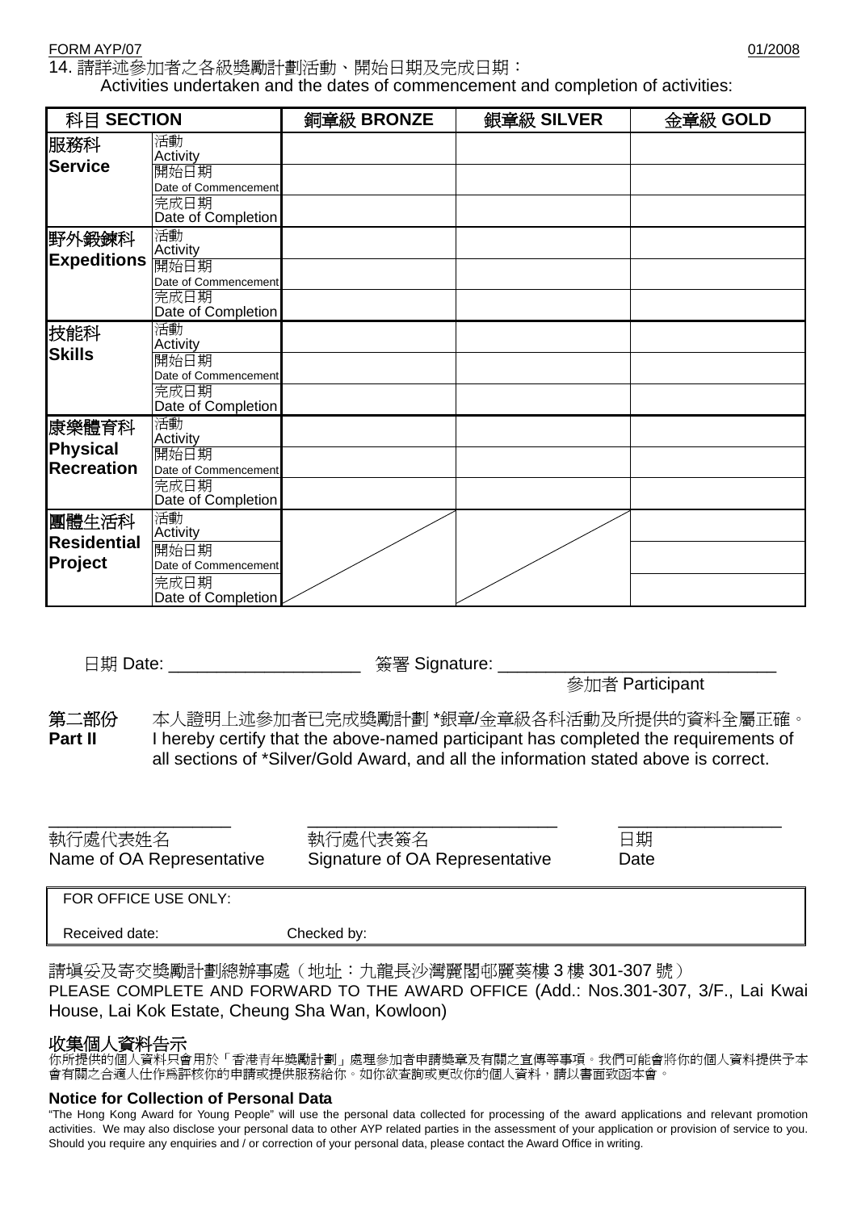FORM AYP/07 01/2008

14. 請詳述參加者之各級獎勵計劃活動、開始日期及完成日期：
Activities undertaken and the dates of commencement and completion of activities:

| 科目 SECTION | | 銅章級 BRONZE | 銀章級 SILVER | 金章級 GOLD |
|---|---|---|---|---|
| 服務科 **Service** | 活動 Activity | | | |
| | 開始日期 Date of Commencement | | | |
| | 完成日期 Date of Completion | | | |
| 野外鍛鍊科 **Expeditions** | 活動 Activity | | | |
| | 開始日期 Date of Commencement | | | |
| | 完成日期 Date of Completion | | | |
| 技能科 **Skills** | 活動 Activity | | | |
| | 開始日期 Date of Commencement | | | |
| | 完成日期 Date of Completion | | | |
| 康樂體育科 **Physical Recreation** | 活動 Activity | | | |
| | 開始日期 Date of Commencement | | | |
| | 完成日期 Date of Completion | | | |
| 團體生活科 **Residential Project** | 活動 Activity | / | / | |
| | 開始日期 Date of Commencement | / | / | |
| | 完成日期 Date of Completion | / | / | |

日期 Date: ____________________ 簽署 Signature: ____________________________

參加者 Participant

**第二部份 Part II**　本人證明上述參加者已完成獎勵計劃 *銀章/金章級各科活動及所提供的資料全屬正確。
I hereby certify that the above-named participant has completed the requirements of all sections of *Silver/Gold Award, and all the information stated above is correct.

____________________ ____________________________ ________________

執行處代表姓名 Name of OA Representative　執行處代表簽名 Signature of OA Representative　日期 Date

FOR OFFICE USE ONLY:

Received date: Checked by:

請填妥及寄交獎勵計劃總辦事處（地址：九龍長沙灣麗閣邨麗葵樓 3 樓 301-307 號）
PLEASE COMPLETE AND FORWARD TO THE AWARD OFFICE (Add.: Nos.301-307, 3/F., Lai Kwai House, Lai Kok Estate, Cheung Sha Wan, Kowloon)

## 收集個人資料告示

你所提供的個人資料只會用於「香港青年獎勵計劃」處理參加者申請獎章及有關之宣傳等事項。我們可能會將你的個人資料提供予本會有關之合適人仕作為評核你的申請或提供服務給你。如你欲查詢或更改你的個人資料，請以書面致函本會。

**Notice for Collection of Personal Data**

"The Hong Kong Award for Young People" will use the personal data collected for processing of the award applications and relevant promotion activities. We may also disclose your personal data to other AYP related parties in the assessment of your application or provision of service to you. Should you require any enquiries and / or correction of your personal data, please contact the Award Office in writing.